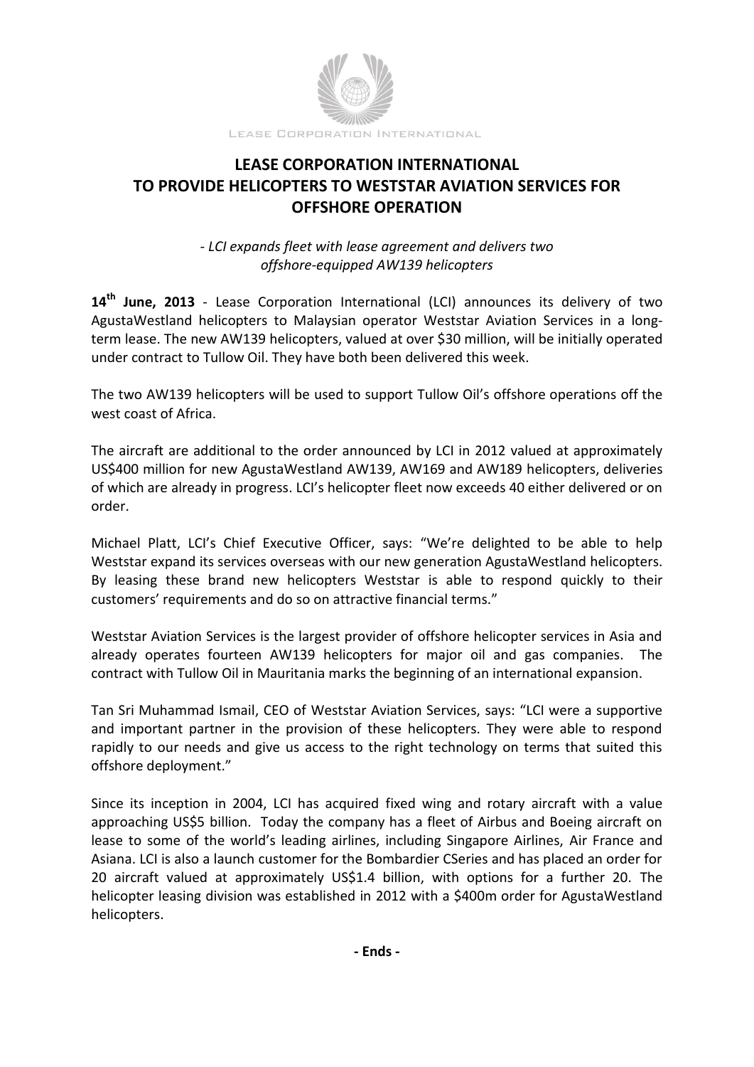LEASE CORPORATION INTERNATIONAL

# LEASE CORPORATION INTERNATIONAL TO PROVIDE HELICOPTERS TO WESTSTAR AVIATION SERVICES FOR OFFSHORE OPERATION

*- LCI expands fleet with lease agreement and delivers two offshore-equipped AW139 helicopters*

**14th June, 2013** - Lease Corporation International (LCI) announces its delivery of two AgustaWestland helicopters to Malaysian operator Weststar Aviation Services in a long-term lease. The new AW139 helicopters, valued at over $30 million, will be initially operated under contract to Tullow Oil. They have both been delivered this week.

The two AW139 helicopters will be used to support Tullow Oil's offshore operations off the west coast of Africa.

The aircraft are additional to the order announced by LCI in 2012 valued at approximately US$400 million for new AgustaWestland AW139, AW169 and AW189 helicopters, deliveries of which are already in progress. LCI's helicopter fleet now exceeds 40 either delivered or on order.

Michael Platt, LCI's Chief Executive Officer, says: "We're delighted to be able to help Weststar expand its services overseas with our new generation AgustaWestland helicopters. By leasing these brand new helicopters Weststar is able to respond quickly to their customers' requirements and do so on attractive financial terms."

Weststar Aviation Services is the largest provider of offshore helicopter services in Asia and already operates fourteen AW139 helicopters for major oil and gas companies. The contract with Tullow Oil in Mauritania marks the beginning of an international expansion.

Tan Sri Muhammad Ismail, CEO of Weststar Aviation Services, says: "LCI were a supportive and important partner in the provision of these helicopters. They were able to respond rapidly to our needs and give us access to the right technology on terms that suited this offshore deployment."

Since its inception in 2004, LCI has acquired fixed wing and rotary aircraft with a value approaching US$5 billion. Today the company has a fleet of Airbus and Boeing aircraft on lease to some of the world's leading airlines, including Singapore Airlines, Air France and Asiana. LCI is also a launch customer for the Bombardier CSeries and has placed an order for 20 aircraft valued at approximately US$1.4 billion, with options for a further 20. The helicopter leasing division was established in 2012 with a $400m order for AgustaWestland helicopters.

**- Ends -**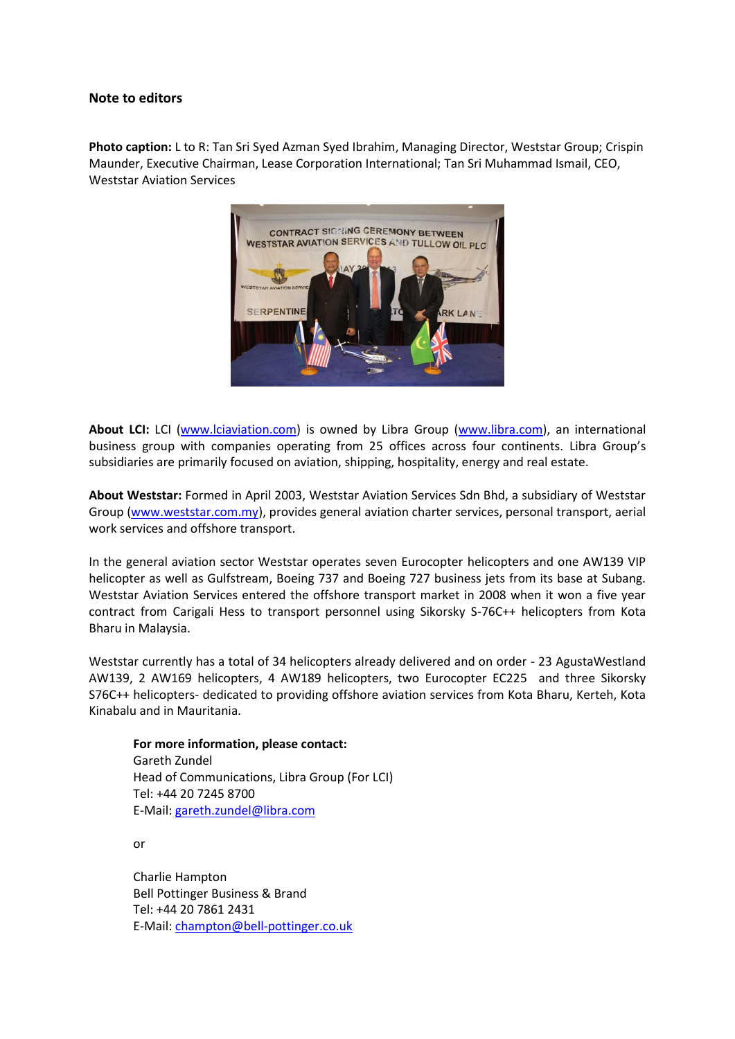**Note to editors**

**Photo caption:** L to R: Tan Sri Syed Azman Syed Ibrahim, Managing Director, Weststar Group; Crispin Maunder, Executive Chairman, Lease Corporation International; Tan Sri Muhammad Ismail, CEO, Weststar Aviation Services

**About LCI:** LCI (www.lciaviation.com) is owned by Libra Group (www.libra.com), an international business group with companies operating from 25 offices across four continents. Libra Group's subsidiaries are primarily focused on aviation, shipping, hospitality, energy and real estate.

**About Weststar:** Formed in April 2003, Weststar Aviation Services Sdn Bhd, a subsidiary of Weststar Group (www.weststar.com.my), provides general aviation charter services, personal transport, aerial work services and offshore transport.

In the general aviation sector Weststar operates seven Eurocopter helicopters and one AW139 VIP helicopter as well as Gulfstream, Boeing 737 and Boeing 727 business jets from its base at Subang. Weststar Aviation Services entered the offshore transport market in 2008 when it won a five year contract from Carigali Hess to transport personnel using Sikorsky S-76C++ helicopters from Kota Bharu in Malaysia.

Weststar currently has a total of 34 helicopters already delivered and on order - 23 AgustaWestland AW139, 2 AW169 helicopters, 4 AW189 helicopters, two Eurocopter EC225 and three Sikorsky S76C++ helicopters- dedicated to providing offshore aviation services from Kota Bharu, Kerteh, Kota Kinabalu and in Mauritania.

**For more information, please contact:**
Gareth Zundel
Head of Communications, Libra Group (For LCI)
Tel: +44 20 7245 8700
E-Mail: gareth.zundel@libra.com

or

Charlie Hampton
Bell Pottinger Business & Brand
Tel: +44 20 7861 2431
E-Mail: champton@bell-pottinger.co.uk